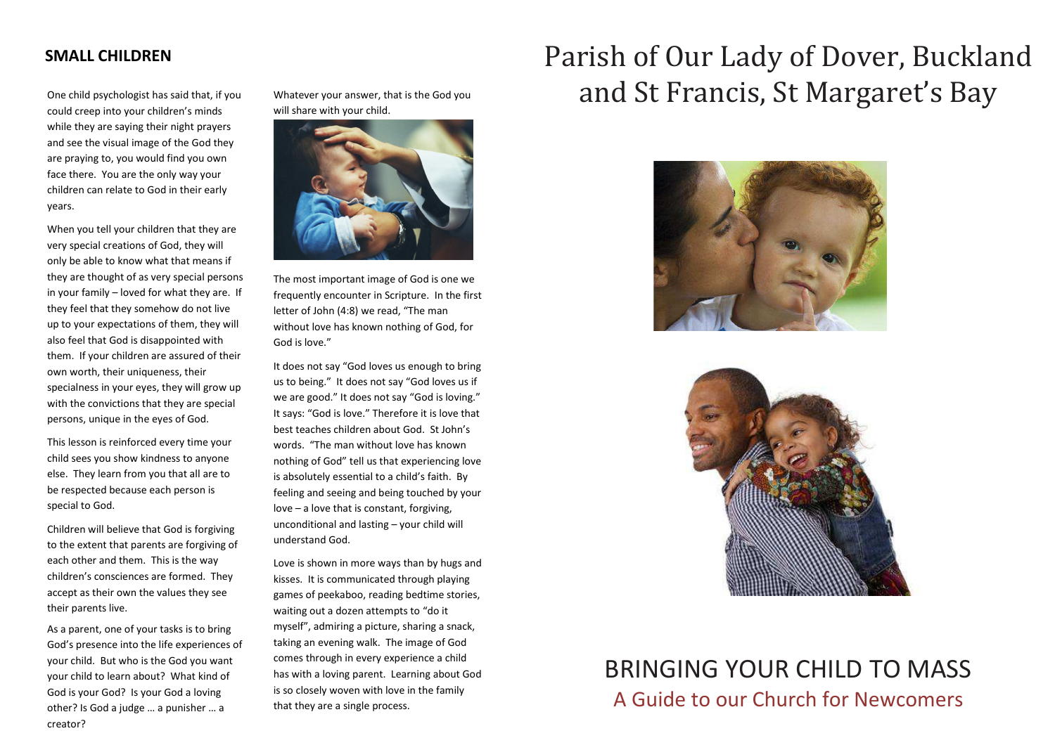## SMALL CHILDREN

One child psychologist has said that, if you could creep into your children's minds while they are saying their night prayers and see the visual image of the God they are praying to, you would find you own face there. You are the only way your children can relate to God in their early years.

When you tell your children that they are very special creations of God, they will only be able to know what that means if they are thought of as very special persons in your family – loved for what they are. If they feel that they somehow do not live up to your expectations of them, they will also feel that God is disappointed with them. If your children are assured of their own worth, their uniqueness, their specialness in your eyes, they will grow up with the convictions that they are special persons, unique in the eyes of God.

This lesson is reinforced every time your child sees you show kindness to anyone else. They learn from you that all are to be respected because each person is special to God.

Children will believe that God is forgiving to the extent that parents are forgiving of each other and them. This is the way children's consciences are formed. They accept as their own the values they see their parents live.

As a parent, one of your tasks is to bring God's presence into the life experiences of your child. But who is the God you want your child to learn about? What kind of God is your God? Is your God a loving other? Is God a judge … a punisher … a creator?

Whatever your answer, that is the God you will share with your child.

The most important image of God is one we frequently encounter in Scripture. In the first letter of John (4:8) we read, "The man without love has known nothing of God, for God is love."

It does not say "God loves us enough to bring us to being." It does not say "God loves us if we are good." It does not say "God is loving." It says: "God is love." Therefore it is love that best teaches children about God. St John's words. "The man without love has known nothing of God" tell us that experiencing love is absolutely essential to a child's faith. By feeling and seeing and being touched by your love – a love that is constant, forgiving, unconditional and lasting – your child will understand God.

Love is shown in more ways than by hugs and kisses. It is communicated through playing games of peekaboo, reading bedtime stories, waiting out a dozen attempts to "do it myself", admiring a picture, sharing a snack, taking an evening walk. The image of God comes through in every experience a child has with a loving parent. Learning about God is so closely woven with love in the family that they are a single process.

# Parish of Our Lady of Dover, Buckland and St Francis, St Margaret's Bay

## BRINGING YOUR CHILD TO MASS

### A Guide to our Church for Newcomers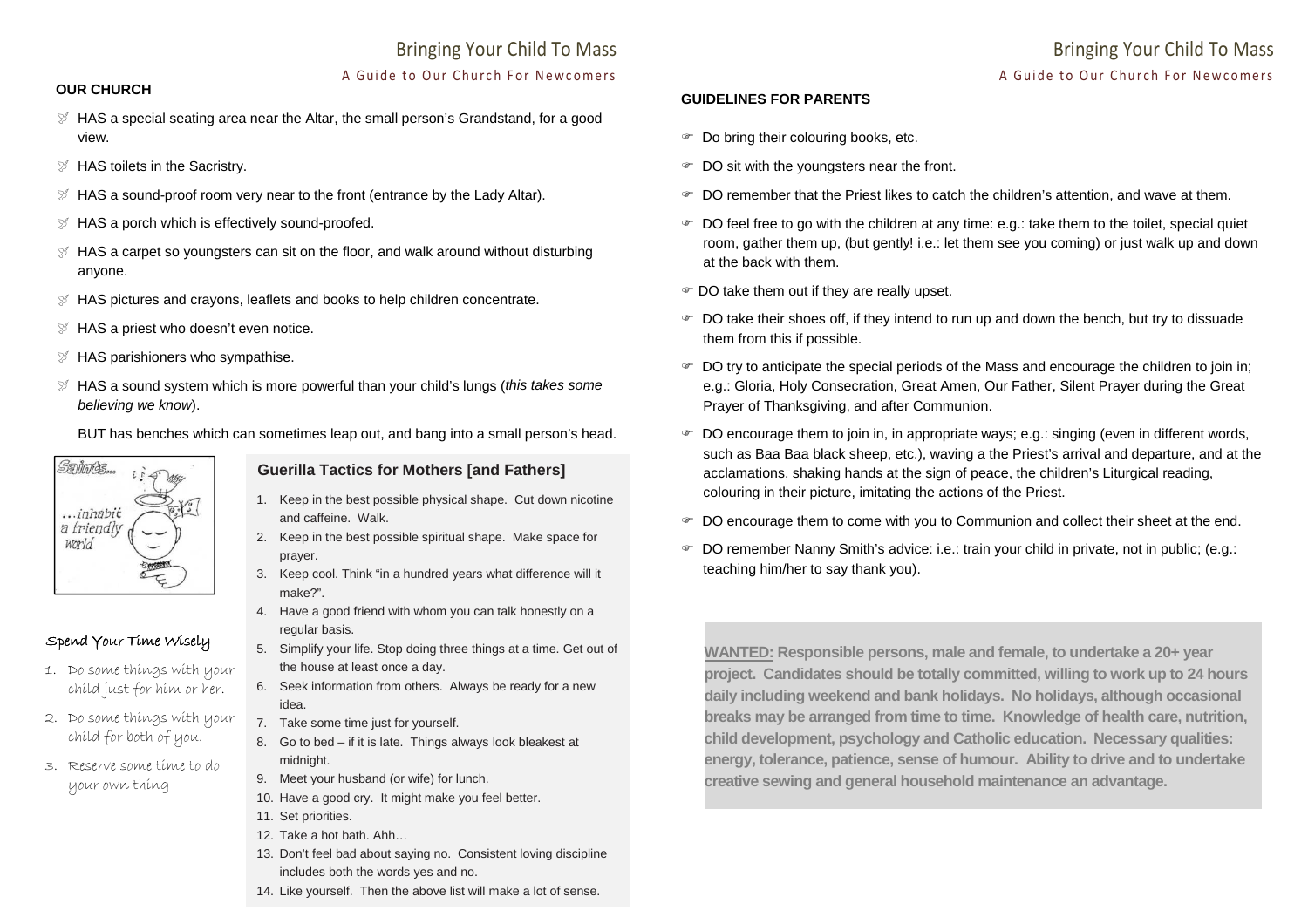## OUR CHURCH

- HAS a special seating area near the Altar, the small person's Grandstand, for a good view.
- HAS toilets in the Sacristry.
- HAS a sound-proof room very near to the front (entrance by the Lady Altar).
- HAS a porch which is effectively sound-proofed.
- HAS a carpet so youngsters can sit on the floor, and walk around without disturbing anyone.
- HAS pictures and crayons, leaflets and books to help children concentrate.
- HAS a priest who doesn't even notice.
- HAS parishioners who sympathise.
- HAS a sound system which is more powerful than your child's lungs (*this takes some believing we know*).

BUT has benches which can sometimes leap out, and bang into a small person's head.

Saints… …inhabit a friendly world

### Spend Your Time Wisely

1. Do some things with your child just for him or her.
2. Do some things with your child for both of you.
3. Reserve some time to do your own thing

### Guerilla Tactics for Mothers [and Fathers]

1. Keep in the best possible physical shape. Cut down nicotine and caffeine. Walk.
2. Keep in the best possible spiritual shape. Make space for prayer.
3. Keep cool. Think "in a hundred years what difference will it make?".
4. Have a good friend with whom you can talk honestly on a regular basis.
5. Simplify your life. Stop doing three things at a time. Get out of the house at least once a day.
6. Seek information from others. Always be ready for a new idea.
7. Take some time just for yourself.
8. Go to bed – if it is late. Things always look bleakest at midnight.
9. Meet your husband (or wife) for lunch.
10. Have a good cry. It might make you feel better.
11. Set priorities.
12. Take a hot bath. Ahh…
13. Don't feel bad about saying no. Consistent loving discipline includes both the words yes and no.
14. Like yourself. Then the above list will make a lot of sense.

## GUIDELINES FOR PARENTS

- Do bring their colouring books, etc.
- DO sit with the youngsters near the front.
- DO remember that the Priest likes to catch the children's attention, and wave at them.
- DO feel free to go with the children at any time: e.g.: take them to the toilet, special quiet room, gather them up, (but gently! i.e.: let them see you coming) or just walk up and down at the back with them.
- DO take them out if they are really upset.
- DO take their shoes off, if they intend to run up and down the bench, but try to dissuade them from this if possible.
- DO try to anticipate the special periods of the Mass and encourage the children to join in; e.g.: Gloria, Holy Consecration, Great Amen, Our Father, Silent Prayer during the Great Prayer of Thanksgiving, and after Communion.
- DO encourage them to join in, in appropriate ways; e.g.: singing (even in different words, such as Baa Baa black sheep, etc.), waving a the Priest's arrival and departure, and at the acclamations, shaking hands at the sign of peace, the children's Liturgical reading, colouring in their picture, imitating the actions of the Priest.
- DO encourage them to come with you to Communion and collect their sheet at the end.
- DO remember Nanny Smith's advice: i.e.: train your child in private, not in public; (e.g.: teaching him/her to say thank you).

**WANTED: Responsible persons, male and female, to undertake a 20+ year project. Candidates should be totally committed, willing to work up to 24 hours daily including weekend and bank holidays. No holidays, although occasional breaks may be arranged from time to time. Knowledge of health care, nutrition, child development, psychology and Catholic education. Necessary qualities: energy, tolerance, patience, sense of humour. Ability to drive and to undertake creative sewing and general household maintenance an advantage.**